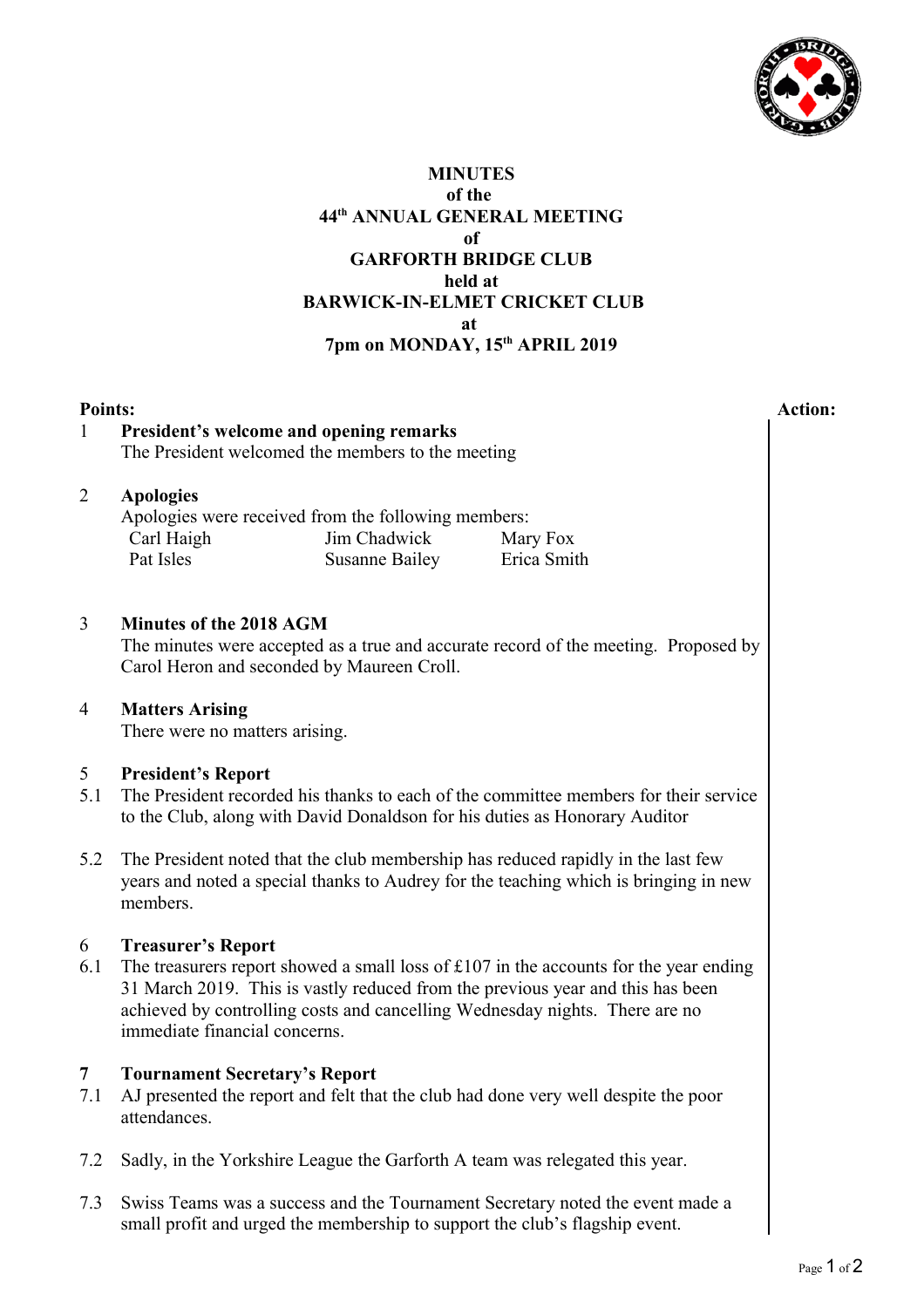# MINUTES
## of the
## 44th ANNUAL GENERAL MEETING
## of
## GARFORTH BRIDGE CLUB
## held at
## BARWICK-IN-ELMET CRICKET CLUB
## at
## 7pm on MONDAY, 15th APRIL 2019

**Points:** **Action:**

**1 President's welcome and opening remarks**

The President welcomed the members to the meeting

**2 Apologies**

Apologies were received from the following members:

| | | |
|---|---|---|
| Carl Haigh | Jim Chadwick | Mary Fox |
| Pat Isles | Susanne Bailey | Erica Smith |

**3 Minutes of the 2018 AGM**

The minutes were accepted as a true and accurate record of the meeting. Proposed by Carol Heron and seconded by Maureen Croll.

**4 Matters Arising**

There were no matters arising.

**5 President's Report**

5.1 The President recorded his thanks to each of the committee members for their service to the Club, along with David Donaldson for his duties as Honorary Auditor

5.2 The President noted that the club membership has reduced rapidly in the last few years and noted a special thanks to Audrey for the teaching which is bringing in new members.

**6 Treasurer's Report**

6.1 The treasurers report showed a small loss of £107 in the accounts for the year ending 31 March 2019. This is vastly reduced from the previous year and this has been achieved by controlling costs and cancelling Wednesday nights. There are no immediate financial concerns.

**7 Tournament Secretary's Report**

7.1 AJ presented the report and felt that the club had done very well despite the poor attendances.

7.2 Sadly, in the Yorkshire League the Garforth A team was relegated this year.

7.3 Swiss Teams was a success and the Tournament Secretary noted the event made a small profit and urged the membership to support the club's flagship event.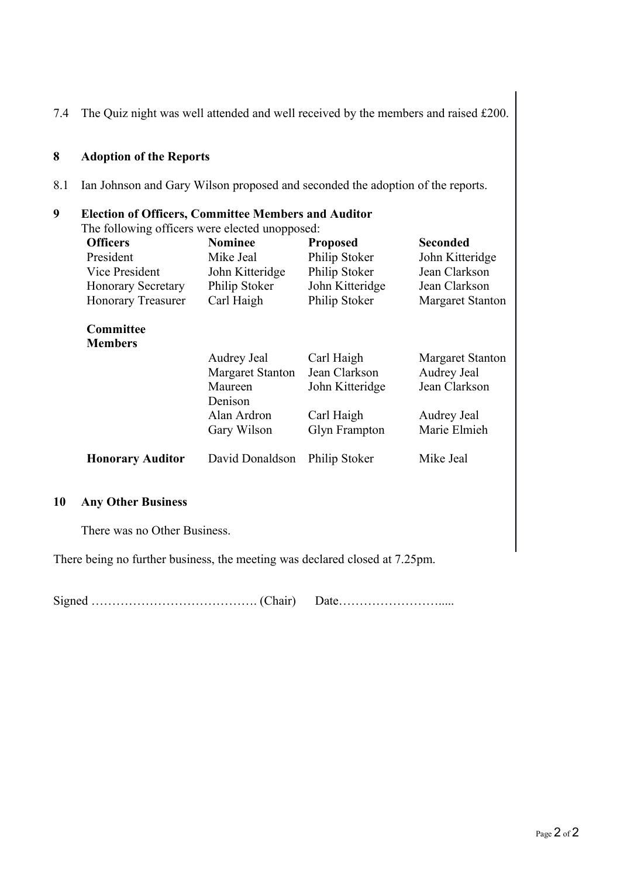7.4 The Quiz night was well attended and well received by the members and raised £200.

## 8 Adoption of the Reports

8.1 Ian Johnson and Gary Wilson proposed and seconded the adoption of the reports.

## 9 Election of Officers, Committee Members and Auditor

The following officers were elected unopposed:

| Officers | Nominee | Proposed | Seconded |
|---|---|---|---|
| President | Mike Jeal | Philip Stoker | John Kitteridge |
| Vice President | John Kitteridge | Philip Stoker | Jean Clarkson |
| Honorary Secretary | Philip Stoker | John Kitteridge | Jean Clarkson |
| Honorary Treasurer | Carl Haigh | Philip Stoker | Margaret Stanton |
| **Committee Members** | | | |
| | Audrey Jeal | Carl Haigh | Margaret Stanton |
| | Margaret Stanton | Jean Clarkson | Audrey Jeal |
| | Maureen Denison | John Kitteridge | Jean Clarkson |
| | Alan Ardron | Carl Haigh | Audrey Jeal |
| | Gary Wilson | Glyn Frampton | Marie Elmieh |
| **Honorary Auditor** | David Donaldson | Philip Stoker | Mike Jeal |

## 10 Any Other Business

There was no Other Business.

There being no further business, the meeting was declared closed at 7.25pm.

Signed …………………………………. (Chair) Date……………………......